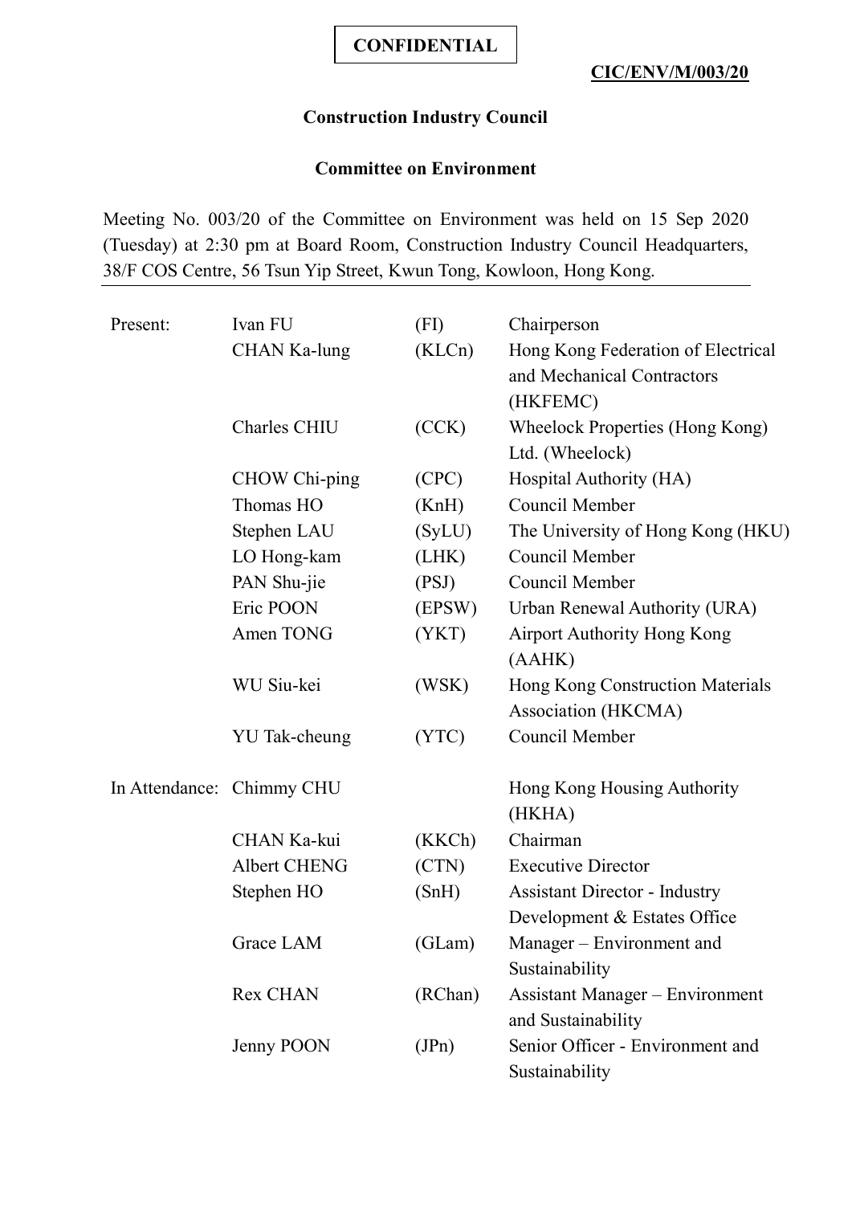**CONFIDENTIAL**

**CIC/ENV/M/003/20**

## Construction Industry Council

### Committee on Environment

Meeting No. 003/20 of the Committee on Environment was held on 15 Sep 2020 (Tuesday) at 2:30 pm at Board Room, Construction Industry Council Headquarters, 38/F COS Centre, 56 Tsun Yip Street, Kwun Tong, Kowloon, Hong Kong.

| | | | |
|---|---|---|---|
| Present: | Ivan FU | (FI) | Chairperson |
| | CHAN Ka-lung | (KLCn) | Hong Kong Federation of Electrical and Mechanical Contractors (HKFEMC) |
| | Charles CHIU | (CCK) | Wheelock Properties (Hong Kong) Ltd. (Wheelock) |
| | CHOW Chi-ping | (CPC) | Hospital Authority (HA) |
| | Thomas HO | (KnH) | Council Member |
| | Stephen LAU | (SyLU) | The University of Hong Kong (HKU) |
| | LO Hong-kam | (LHK) | Council Member |
| | PAN Shu-jie | (PSJ) | Council Member |
| | Eric POON | (EPSW) | Urban Renewal Authority (URA) |
| | Amen TONG | (YKT) | Airport Authority Hong Kong (AAHK) |
| | WU Siu-kei | (WSK) | Hong Kong Construction Materials Association (HKCMA) |
| | YU Tak-cheung | (YTC) | Council Member |
| In Attendance: | Chimmy CHU | | Hong Kong Housing Authority (HKHA) |
| | CHAN Ka-kui | (KKCh) | Chairman |
| | Albert CHENG | (CTN) | Executive Director |
| | Stephen HO | (SnH) | Assistant Director - Industry Development & Estates Office |
| | Grace LAM | (GLam) | Manager – Environment and Sustainability |
| | Rex CHAN | (RChan) | Assistant Manager – Environment and Sustainability |
| | Jenny POON | (JPn) | Senior Officer - Environment and Sustainability |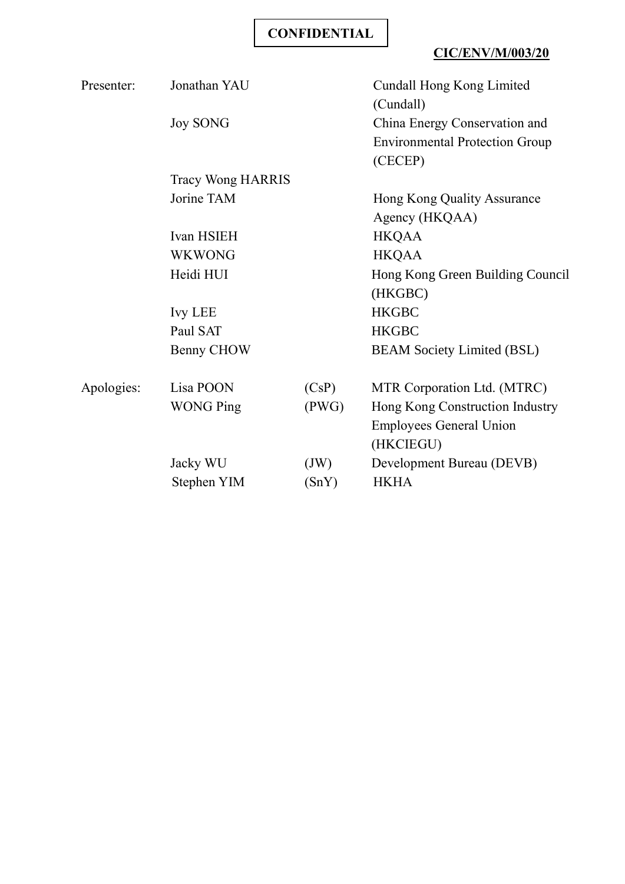**CONFIDENTIAL**

**CIC/ENV/M/003/20**

| | | | |
|---|---|---|---|
| Presenter: | Jonathan YAU | | Cundall Hong Kong Limited (Cundall) |
| | Joy SONG | | China Energy Conservation and Environmental Protection Group (CECEP) |
| | Tracy Wong HARRIS | | |
| | Jorine TAM | | Hong Kong Quality Assurance Agency (HKQAA) |
| | Ivan HSIEH | | HKQAA |
| | WKWONG | | HKQAA |
| | Heidi HUI | | Hong Kong Green Building Council (HKGBC) |
| | Ivy LEE | | HKGBC |
| | Paul SAT | | HKGBC |
| | Benny CHOW | | BEAM Society Limited (BSL) |
| Apologies: | Lisa POON | (CsP) | MTR Corporation Ltd. (MTRC) |
| | WONG Ping | (PWG) | Hong Kong Construction Industry Employees General Union (HKCIEGU) |
| | Jacky WU | (JW) | Development Bureau (DEVB) |
| | Stephen YIM | (SnY) | HKHA |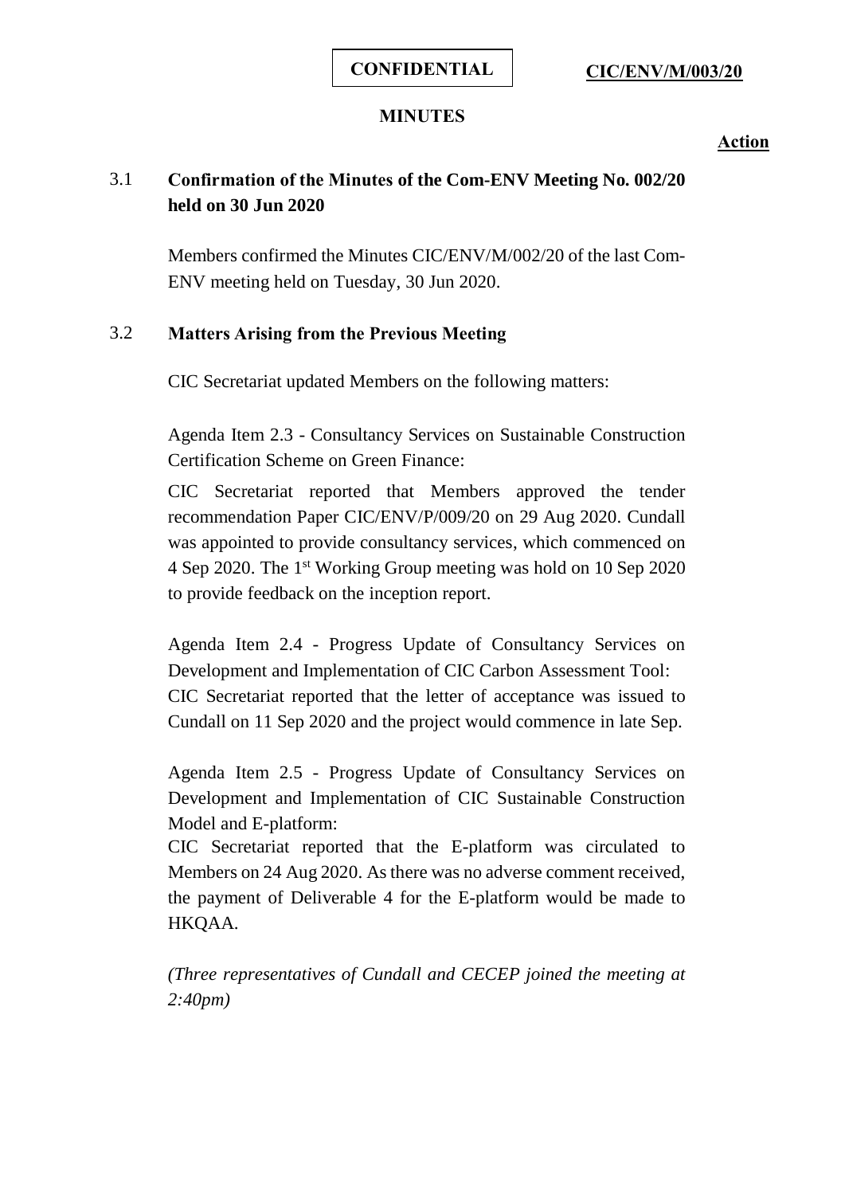**CONFIDENTIAL** **CIC/ENV/M/003/20**

**MINUTES**

**Action**

### 3.1 Confirmation of the Minutes of the Com-ENV Meeting No. 002/20 held on 30 Jun 2020

Members confirmed the Minutes CIC/ENV/M/002/20 of the last Com-ENV meeting held on Tuesday, 30 Jun 2020.

### 3.2 Matters Arising from the Previous Meeting

CIC Secretariat updated Members on the following matters:

Agenda Item 2.3 - Consultancy Services on Sustainable Construction Certification Scheme on Green Finance:

CIC Secretariat reported that Members approved the tender recommendation Paper CIC/ENV/P/009/20 on 29 Aug 2020. Cundall was appointed to provide consultancy services, which commenced on 4 Sep 2020. The 1st Working Group meeting was hold on 10 Sep 2020 to provide feedback on the inception report.

Agenda Item 2.4 - Progress Update of Consultancy Services on Development and Implementation of CIC Carbon Assessment Tool:
CIC Secretariat reported that the letter of acceptance was issued to Cundall on 11 Sep 2020 and the project would commence in late Sep.

Agenda Item 2.5 - Progress Update of Consultancy Services on Development and Implementation of CIC Sustainable Construction Model and E-platform:
CIC Secretariat reported that the E-platform was circulated to Members on 24 Aug 2020. As there was no adverse comment received, the payment of Deliverable 4 for the E-platform would be made to HKQAA.

*(Three representatives of Cundall and CECEP joined the meeting at 2:40pm)*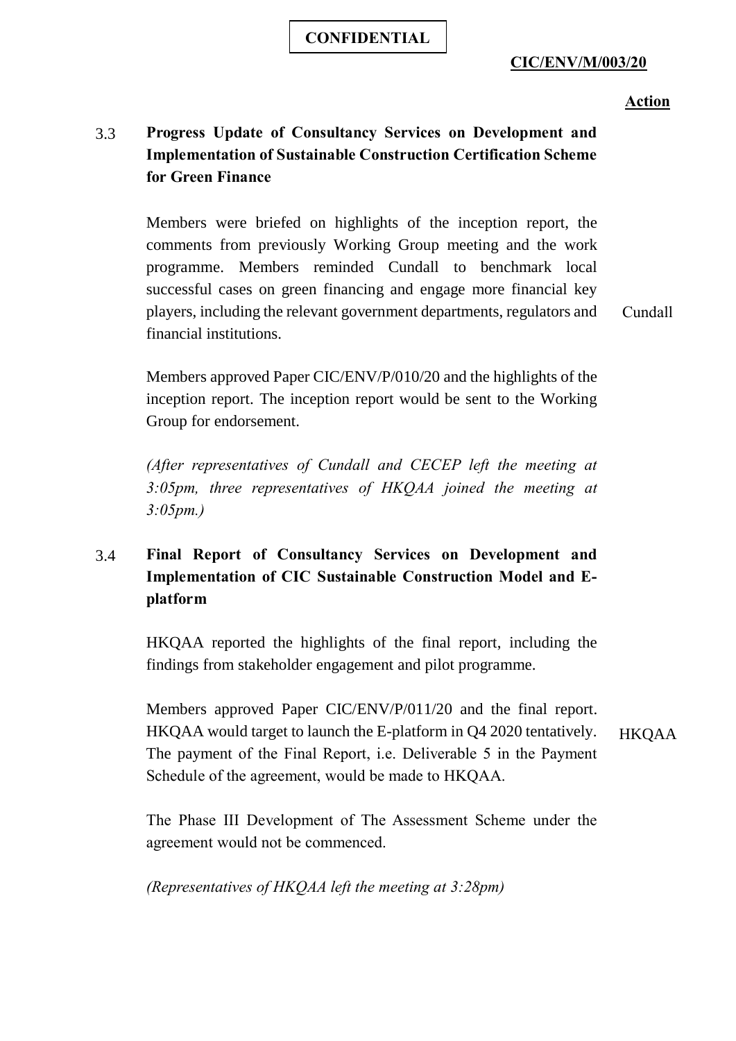**CONFIDENTIAL**

**CIC/ENV/M/003/20**

**Action**

### 3.3 Progress Update of Consultancy Services on Development and Implementation of Sustainable Construction Certification Scheme for Green Finance

Members were briefed on highlights of the inception report, the comments from previously Working Group meeting and the work programme. Members reminded Cundall to benchmark local successful cases on green financing and engage more financial key players, including the relevant government departments, regulators and financial institutions. — **Action: Cundall**

Members approved Paper CIC/ENV/P/010/20 and the highlights of the inception report. The inception report would be sent to the Working Group for endorsement.

*(After representatives of Cundall and CECEP left the meeting at 3:05pm, three representatives of HKQAA joined the meeting at 3:05pm.)*

### 3.4 Final Report of Consultancy Services on Development and Implementation of CIC Sustainable Construction Model and E-platform

HKQAA reported the highlights of the final report, including the findings from stakeholder engagement and pilot programme.

Members approved Paper CIC/ENV/P/011/20 and the final report. HKQAA would target to launch the E-platform in Q4 2020 tentatively. The payment of the Final Report, i.e. Deliverable 5 in the Payment Schedule of the agreement, would be made to HKQAA. — **Action: HKQAA**

The Phase III Development of The Assessment Scheme under the agreement would not be commenced.

*(Representatives of HKQAA left the meeting at 3:28pm)*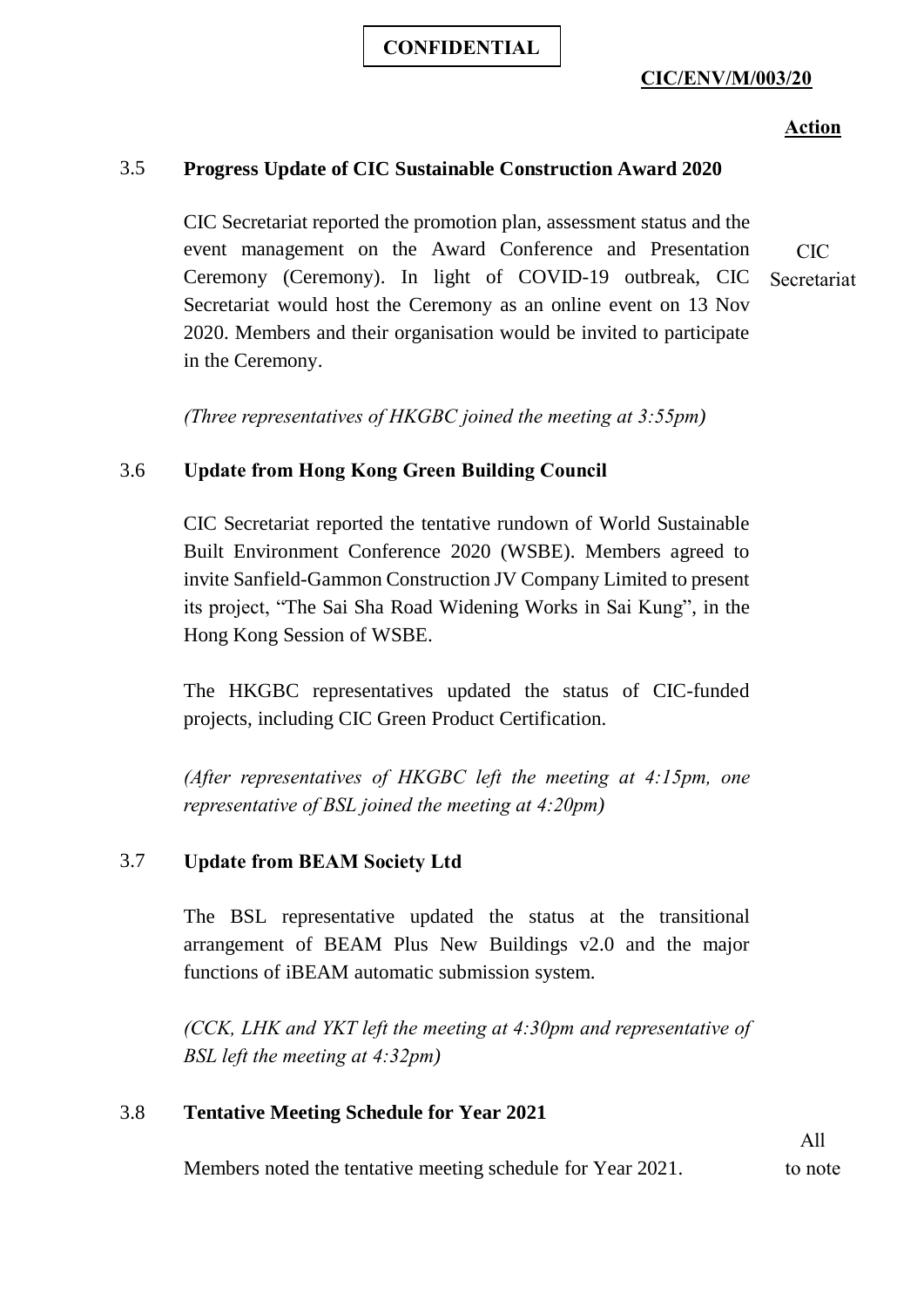**CONFIDENTIAL**

**CIC/ENV/M/003/20**

**Action**

### 3.5 Progress Update of CIC Sustainable Construction Award 2020

CIC Secretariat reported the promotion plan, assessment status and the event management on the Award Conference and Presentation Ceremony (Ceremony). In light of COVID-19 outbreak, CIC Secretariat would host the Ceremony as an online event on 13 Nov 2020. Members and their organisation would be invited to participate in the Ceremony. — CIC Secretariat

*(Three representatives of HKGBC joined the meeting at 3:55pm)*

### 3.6 Update from Hong Kong Green Building Council

CIC Secretariat reported the tentative rundown of World Sustainable Built Environment Conference 2020 (WSBE). Members agreed to invite Sanfield-Gammon Construction JV Company Limited to present its project, "The Sai Sha Road Widening Works in Sai Kung", in the Hong Kong Session of WSBE.

The HKGBC representatives updated the status of CIC-funded projects, including CIC Green Product Certification.

*(After representatives of HKGBC left the meeting at 4:15pm, one representative of BSL joined the meeting at 4:20pm)*

### 3.7 Update from BEAM Society Ltd

The BSL representative updated the status at the transitional arrangement of BEAM Plus New Buildings v2.0 and the major functions of iBEAM automatic submission system.

*(CCK, LHK and YKT left the meeting at 4:30pm and representative of BSL left the meeting at 4:32pm)*

### 3.8 Tentative Meeting Schedule for Year 2021

Members noted the tentative meeting schedule for Year 2021. — All to note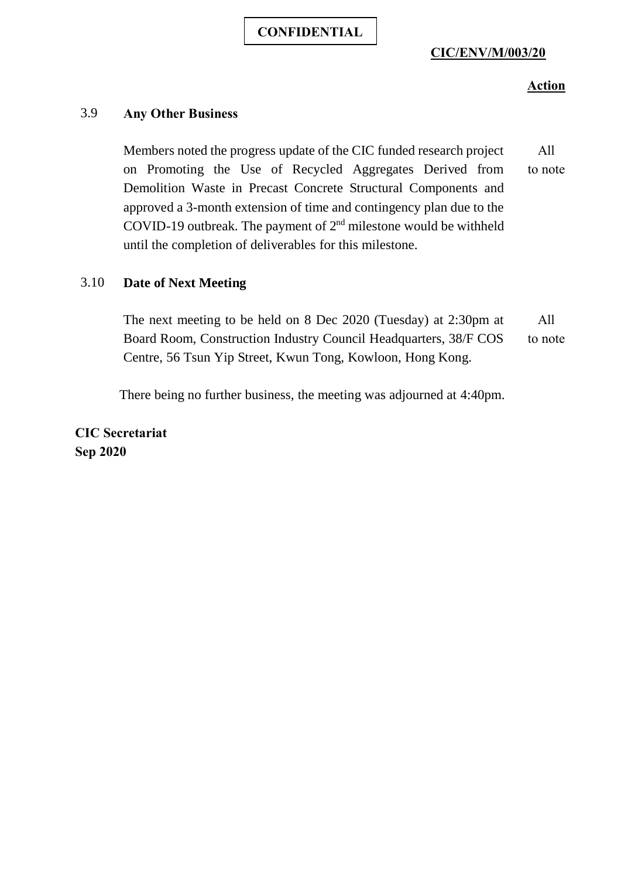**CONFIDENTIAL**

**CIC/ENV/M/003/20**

| | | **Action** |
|---|---|---|
| 3.9 | **Any Other Business** | |
| | Members noted the progress update of the CIC funded research project on Promoting the Use of Recycled Aggregates Derived from Demolition Waste in Precast Concrete Structural Components and approved a 3-month extension of time and contingency plan due to the COVID-19 outbreak. The payment of 2nd milestone would be withheld until the completion of deliverables for this milestone. | All to note |
| 3.10 | **Date of Next Meeting** | |
| | The next meeting to be held on 8 Dec 2020 (Tuesday) at 2:30pm at Board Room, Construction Industry Council Headquarters, 38/F COS Centre, 56 Tsun Yip Street, Kwun Tong, Kowloon, Hong Kong. | All to note |

There being no further business, the meeting was adjourned at 4:40pm.

**CIC Secretariat**
**Sep 2020**